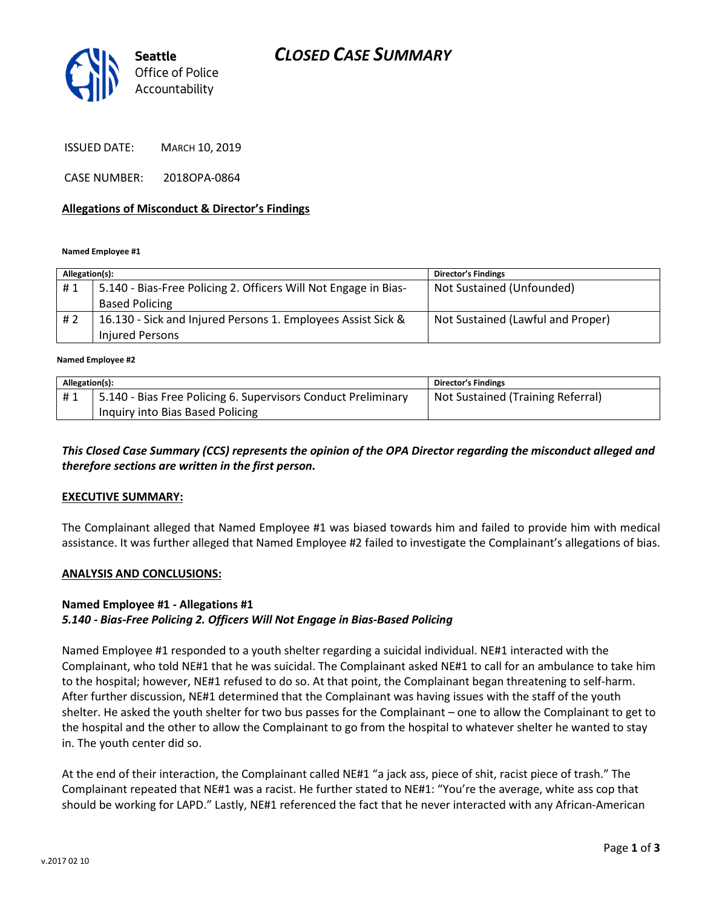# CLOSED CASE SUMMARY

**Seattle** Office of Police Accountability

ISSUED DATE: MARCH 10, 2019

CASE NUMBER: 2018OPA-0864

## Allegations of Misconduct & Director's Findings

**Named Employee #1**

| Allegation(s): | | Director's Findings |
|---|---|---|
| # 1 | 5.140 - Bias-Free Policing 2. Officers Will Not Engage in Bias-Based Policing | Not Sustained (Unfounded) |
| # 2 | 16.130 - Sick and Injured Persons 1. Employees Assist Sick & Injured Persons | Not Sustained (Lawful and Proper) |

**Named Employee #2**

| Allegation(s): | | Director's Findings |
|---|---|---|
| # 1 | 5.140 - Bias Free Policing 6. Supervisors Conduct Preliminary Inquiry into Bias Based Policing | Not Sustained (Training Referral) |

***This Closed Case Summary (CCS) represents the opinion of the OPA Director regarding the misconduct alleged and therefore sections are written in the first person.***

## EXECUTIVE SUMMARY:

The Complainant alleged that Named Employee #1 was biased towards him and failed to provide him with medical assistance. It was further alleged that Named Employee #2 failed to investigate the Complainant's allegations of bias.

## ANALYSIS AND CONCLUSIONS:

### Named Employee #1 - Allegations #1
***5.140 - Bias-Free Policing 2. Officers Will Not Engage in Bias-Based Policing***

Named Employee #1 responded to a youth shelter regarding a suicidal individual. NE#1 interacted with the Complainant, who told NE#1 that he was suicidal. The Complainant asked NE#1 to call for an ambulance to take him to the hospital; however, NE#1 refused to do so. At that point, the Complainant began threatening to self-harm. After further discussion, NE#1 determined that the Complainant was having issues with the staff of the youth shelter. He asked the youth shelter for two bus passes for the Complainant – one to allow the Complainant to get to the hospital and the other to allow the Complainant to go from the hospital to whatever shelter he wanted to stay in. The youth center did so.

At the end of their interaction, the Complainant called NE#1 "a jack ass, piece of shit, racist piece of trash." The Complainant repeated that NE#1 was a racist. He further stated to NE#1: "You're the average, white ass cop that should be working for LAPD." Lastly, NE#1 referenced the fact that he never interacted with any African-American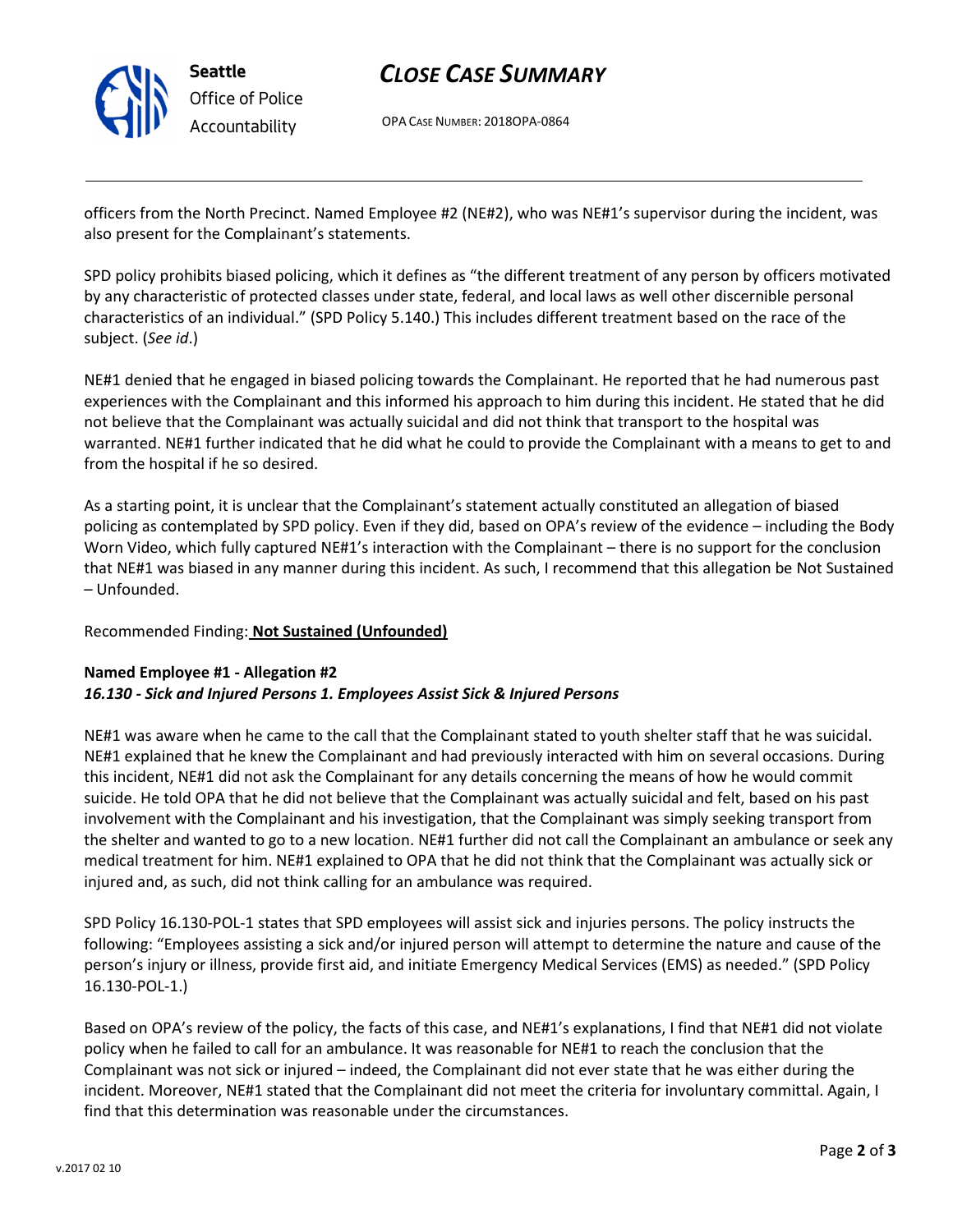officers from the North Precinct. Named Employee #2 (NE#2), who was NE#1's supervisor during the incident, was also present for the Complainant's statements.

SPD policy prohibits biased policing, which it defines as "the different treatment of any person by officers motivated by any characteristic of protected classes under state, federal, and local laws as well other discernible personal characteristics of an individual." (SPD Policy 5.140.) This includes different treatment based on the race of the subject. (*See id*.)

NE#1 denied that he engaged in biased policing towards the Complainant. He reported that he had numerous past experiences with the Complainant and this informed his approach to him during this incident. He stated that he did not believe that the Complainant was actually suicidal and did not think that transport to the hospital was warranted. NE#1 further indicated that he did what he could to provide the Complainant with a means to get to and from the hospital if he so desired.

As a starting point, it is unclear that the Complainant's statement actually constituted an allegation of biased policing as contemplated by SPD policy. Even if they did, based on OPA's review of the evidence – including the Body Worn Video, which fully captured NE#1's interaction with the Complainant – there is no support for the conclusion that NE#1 was biased in any manner during this incident. As such, I recommend that this allegation be Not Sustained – Unfounded.

Recommended Finding: **Not Sustained (Unfounded)**

**Named Employee #1 - Allegation #2**
***16.130 - Sick and Injured Persons 1. Employees Assist Sick & Injured Persons***

NE#1 was aware when he came to the call that the Complainant stated to youth shelter staff that he was suicidal. NE#1 explained that he knew the Complainant and had previously interacted with him on several occasions. During this incident, NE#1 did not ask the Complainant for any details concerning the means of how he would commit suicide. He told OPA that he did not believe that the Complainant was actually suicidal and felt, based on his past involvement with the Complainant and his investigation, that the Complainant was simply seeking transport from the shelter and wanted to go to a new location. NE#1 further did not call the Complainant an ambulance or seek any medical treatment for him. NE#1 explained to OPA that he did not think that the Complainant was actually sick or injured and, as such, did not think calling for an ambulance was required.

SPD Policy 16.130-POL-1 states that SPD employees will assist sick and injuries persons. The policy instructs the following: "Employees assisting a sick and/or injured person will attempt to determine the nature and cause of the person's injury or illness, provide first aid, and initiate Emergency Medical Services (EMS) as needed." (SPD Policy 16.130-POL-1.)

Based on OPA's review of the policy, the facts of this case, and NE#1's explanations, I find that NE#1 did not violate policy when he failed to call for an ambulance. It was reasonable for NE#1 to reach the conclusion that the Complainant was not sick or injured – indeed, the Complainant did not ever state that he was either during the incident. Moreover, NE#1 stated that the Complainant did not meet the criteria for involuntary committal. Again, I find that this determination was reasonable under the circumstances.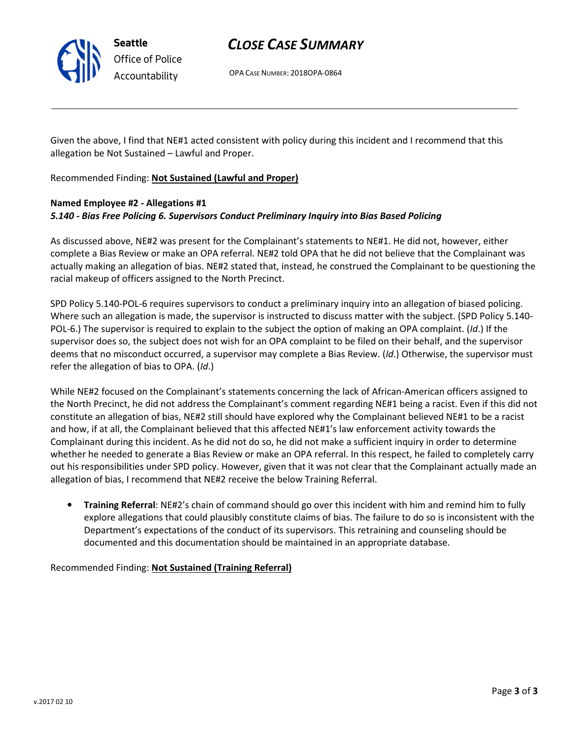Given the above, I find that NE#1 acted consistent with policy during this incident and I recommend that this allegation be Not Sustained – Lawful and Proper.

Recommended Finding: **Not Sustained (Lawful and Proper)**

**Named Employee #2 - Allegations #1**
***5.140 - Bias Free Policing 6. Supervisors Conduct Preliminary Inquiry into Bias Based Policing***

As discussed above, NE#2 was present for the Complainant's statements to NE#1. He did not, however, either complete a Bias Review or make an OPA referral. NE#2 told OPA that he did not believe that the Complainant was actually making an allegation of bias. NE#2 stated that, instead, he construed the Complainant to be questioning the racial makeup of officers assigned to the North Precinct.

SPD Policy 5.140-POL-6 requires supervisors to conduct a preliminary inquiry into an allegation of biased policing. Where such an allegation is made, the supervisor is instructed to discuss matter with the subject. (SPD Policy 5.140-POL-6.) The supervisor is required to explain to the subject the option of making an OPA complaint. (*Id*.) If the supervisor does so, the subject does not wish for an OPA complaint to be filed on their behalf, and the supervisor deems that no misconduct occurred, a supervisor may complete a Bias Review. (*Id*.) Otherwise, the supervisor must refer the allegation of bias to OPA. (*Id*.)

While NE#2 focused on the Complainant's statements concerning the lack of African-American officers assigned to the North Precinct, he did not address the Complainant's comment regarding NE#1 being a racist. Even if this did not constitute an allegation of bias, NE#2 still should have explored why the Complainant believed NE#1 to be a racist and how, if at all, the Complainant believed that this affected NE#1's law enforcement activity towards the Complainant during this incident. As he did not do so, he did not make a sufficient inquiry in order to determine whether he needed to generate a Bias Review or make an OPA referral. In this respect, he failed to completely carry out his responsibilities under SPD policy. However, given that it was not clear that the Complainant actually made an allegation of bias, I recommend that NE#2 receive the below Training Referral.

- **Training Referral**: NE#2's chain of command should go over this incident with him and remind him to fully explore allegations that could plausibly constitute claims of bias. The failure to do so is inconsistent with the Department's expectations of the conduct of its supervisors. This retraining and counseling should be documented and this documentation should be maintained in an appropriate database.

Recommended Finding: **Not Sustained (Training Referral)**